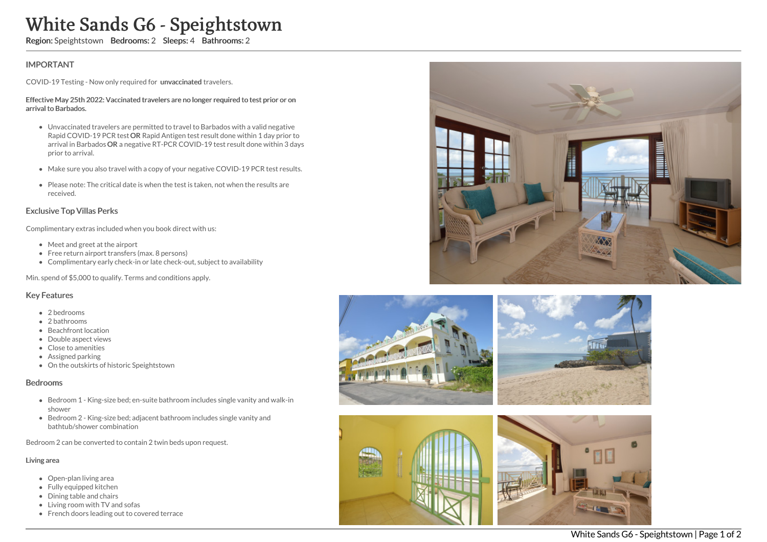# White Sands G6 - Speightstown

**Region:** Speightstown **Bedrooms:** 2 **Sleeps:** 4 **Bathrooms:** 2

## IMPORTANT

COVID-19 Testing - Now only required for **unvaccinated** travelers.

**Effective May 25th 2022: Vaccinated travelers are no longer required to test prior or on arrival to Barbados.**

- Unvaccinated travelers are permitted to travel to Barbados with a valid negative Rapid COVID-19 PCR test **OR** Rapid Antigen test result done within 1 day prior to arrival in Barbados **OR** a negative RT-PCR COVID-19 test result done within 3 days prior to arrival.
- Make sure you also travel with a copy of your negative COVID-19 PCR test results.
- Please note: The critical date is when the test is taken, not when the results are received.

## Exclusive Top Villas Perks

Complimentary extras included when you book direct with us:

- Meet and greet at the airport
- Free return airport transfers (max. 8 persons)
- Complimentary early check-in or late check-out, subject to availability

Min. spend of $5,000 to qualify. Terms and conditions apply.

## Key Features

- 2 bedrooms
- 2 bathrooms
- Beachfront location
- Double aspect views
- Close to amenities
- Assigned parking
- On the outskirts of historic Speightstown

## Bedrooms

- Bedroom 1 - King-size bed; en-suite bathroom includes single vanity and walk-in shower
- Bedroom 2 - King-size bed; adjacent bathroom includes single vanity and bathtub/shower combination

Bedroom 2 can be converted to contain 2 twin beds upon request.

### Living area

- Open-plan living area
- Fully equipped kitchen
- Dining table and chairs
- Living room with TV and sofas
- French doors leading out to covered terrace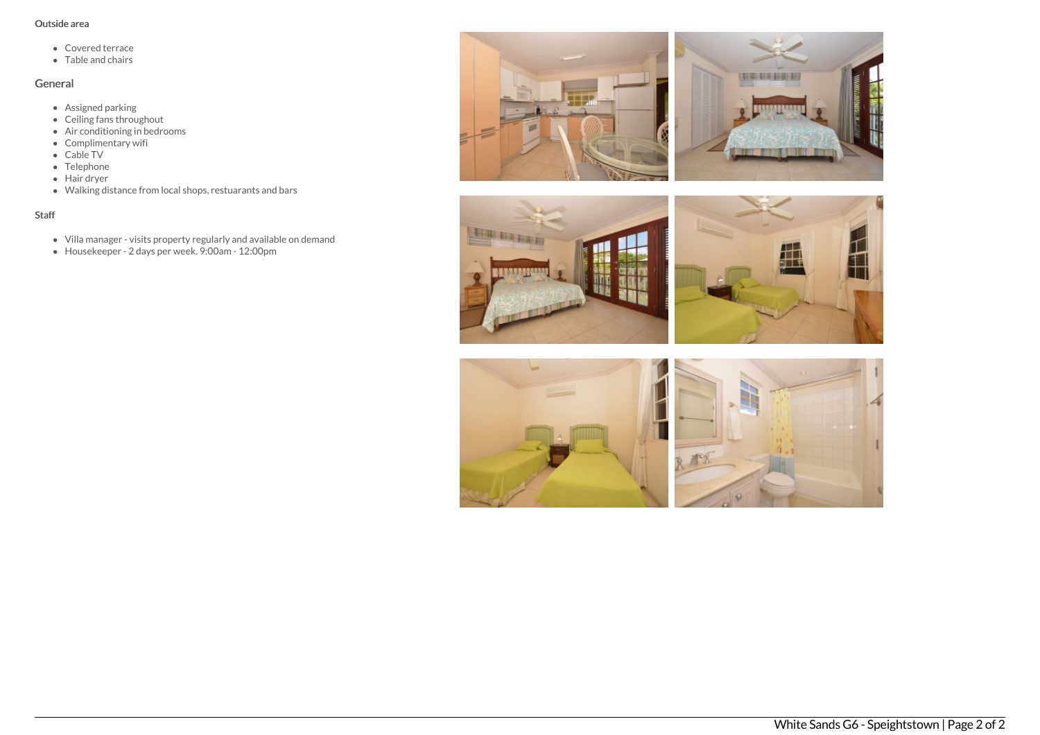### Outside area

- Covered terrace
- Table and chairs

## General

- Assigned parking
- Ceiling fans throughout
- Air conditioning in bedrooms
- Complimentary wifi
- Cable TV
- Telephone
- Hair dryer
- Walking distance from local shops, restuarants and bars

### Staff

- Villa manager - visits property regularly and available on demand
- Housekeeper - 2 days per week. 9:00am - 12:00pm